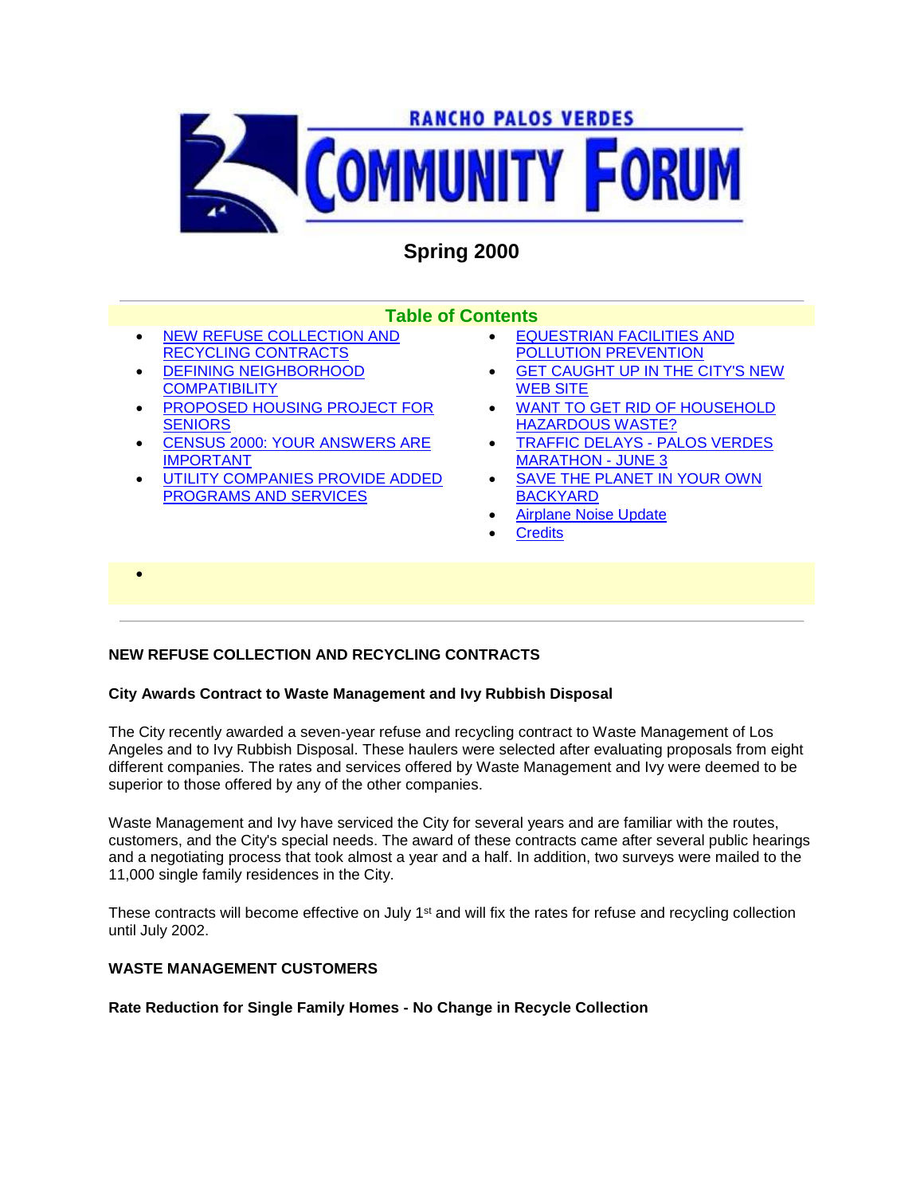# RANCHO PALOS VERDES COMMUNITY FORUM

## Spring 2000

### Table of Contents

- NEW REFUSE COLLECTION AND RECYCLING CONTRACTS
- DEFINING NEIGHBORHOOD COMPATIBILITY
- PROPOSED HOUSING PROJECT FOR SENIORS
- CENSUS 2000: YOUR ANSWERS ARE IMPORTANT
- UTILITY COMPANIES PROVIDE ADDED PROGRAMS AND SERVICES
- EQUESTRIAN FACILITIES AND POLLUTION PREVENTION
- GET CAUGHT UP IN THE CITY'S NEW WEB SITE
- WANT TO GET RID OF HOUSEHOLD HAZARDOUS WASTE?
- TRAFFIC DELAYS - PALOS VERDES MARATHON - JUNE 3
- SAVE THE PLANET IN YOUR OWN BACKYARD
- Airplane Noise Update
- Credits

---

**NEW REFUSE COLLECTION AND RECYCLING CONTRACTS**

**City Awards Contract to Waste Management and Ivy Rubbish Disposal**

The City recently awarded a seven-year refuse and recycling contract to Waste Management of Los Angeles and to Ivy Rubbish Disposal. These haulers were selected after evaluating proposals from eight different companies. The rates and services offered by Waste Management and Ivy were deemed to be superior to those offered by any of the other companies.

Waste Management and Ivy have serviced the City for several years and are familiar with the routes, customers, and the City's special needs. The award of these contracts came after several public hearings and a negotiating process that took almost a year and a half. In addition, two surveys were mailed to the 11,000 single family residences in the City.

These contracts will become effective on July 1st and will fix the rates for refuse and recycling collection until July 2002.

**WASTE MANAGEMENT CUSTOMERS**

**Rate Reduction for Single Family Homes - No Change in Recycle Collection**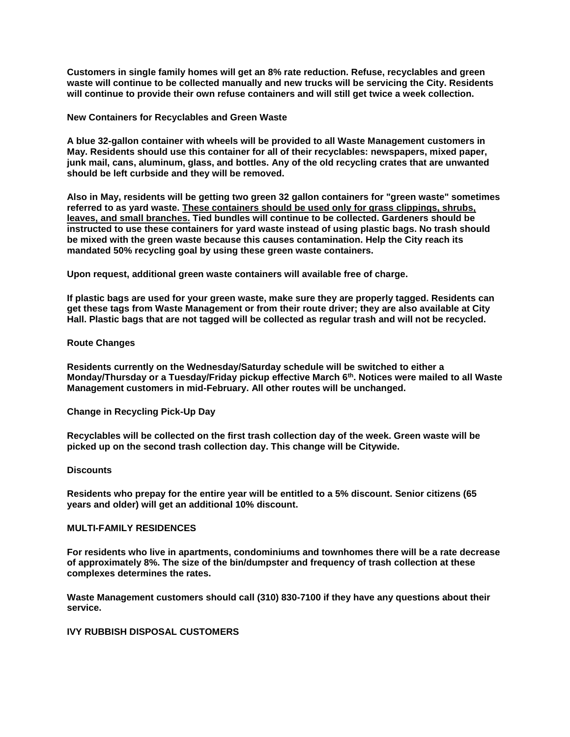**Customers in single family homes will get an 8% rate reduction. Refuse, recyclables and green waste will continue to be collected manually and new trucks will be servicing the City. Residents will continue to provide their own refuse containers and will still get twice a week collection.**

**New Containers for Recyclables and Green Waste**

**A blue 32-gallon container with wheels will be provided to all Waste Management customers in May. Residents should use this container for all of their recyclables: newspapers, mixed paper, junk mail, cans, aluminum, glass, and bottles. Any of the old recycling crates that are unwanted should be left curbside and they will be removed.**

**Also in May, residents will be getting two green 32 gallon containers for "green waste" sometimes referred to as yard waste. <u>These containers should be used only for grass clippings, shrubs, leaves, and small branches.</u> Tied bundles will continue to be collected. Gardeners should be instructed to use these containers for yard waste instead of using plastic bags. No trash should be mixed with the green waste because this causes contamination. Help the City reach its mandated 50% recycling goal by using these green waste containers.**

**Upon request, additional green waste containers will available free of charge.**

**If plastic bags are used for your green waste, make sure they are properly tagged. Residents can get these tags from Waste Management or from their route driver; they are also available at City Hall. Plastic bags that are not tagged will be collected as regular trash and will not be recycled.**

**Route Changes**

**Residents currently on the Wednesday/Saturday schedule will be switched to either a Monday/Thursday or a Tuesday/Friday pickup effective March 6th. Notices were mailed to all Waste Management customers in mid-February. All other routes will be unchanged.**

**Change in Recycling Pick-Up Day**

**Recyclables will be collected on the first trash collection day of the week. Green waste will be picked up on the second trash collection day. This change will be Citywide.**

**Discounts**

**Residents who prepay for the entire year will be entitled to a 5% discount. Senior citizens (65 years and older) will get an additional 10% discount.**

**MULTI-FAMILY RESIDENCES**

**For residents who live in apartments, condominiums and townhomes there will be a rate decrease of approximately 8%. The size of the bin/dumpster and frequency of trash collection at these complexes determines the rates.**

**Waste Management customers should call (310) 830-7100 if they have any questions about their service.**

**IVY RUBBISH DISPOSAL CUSTOMERS**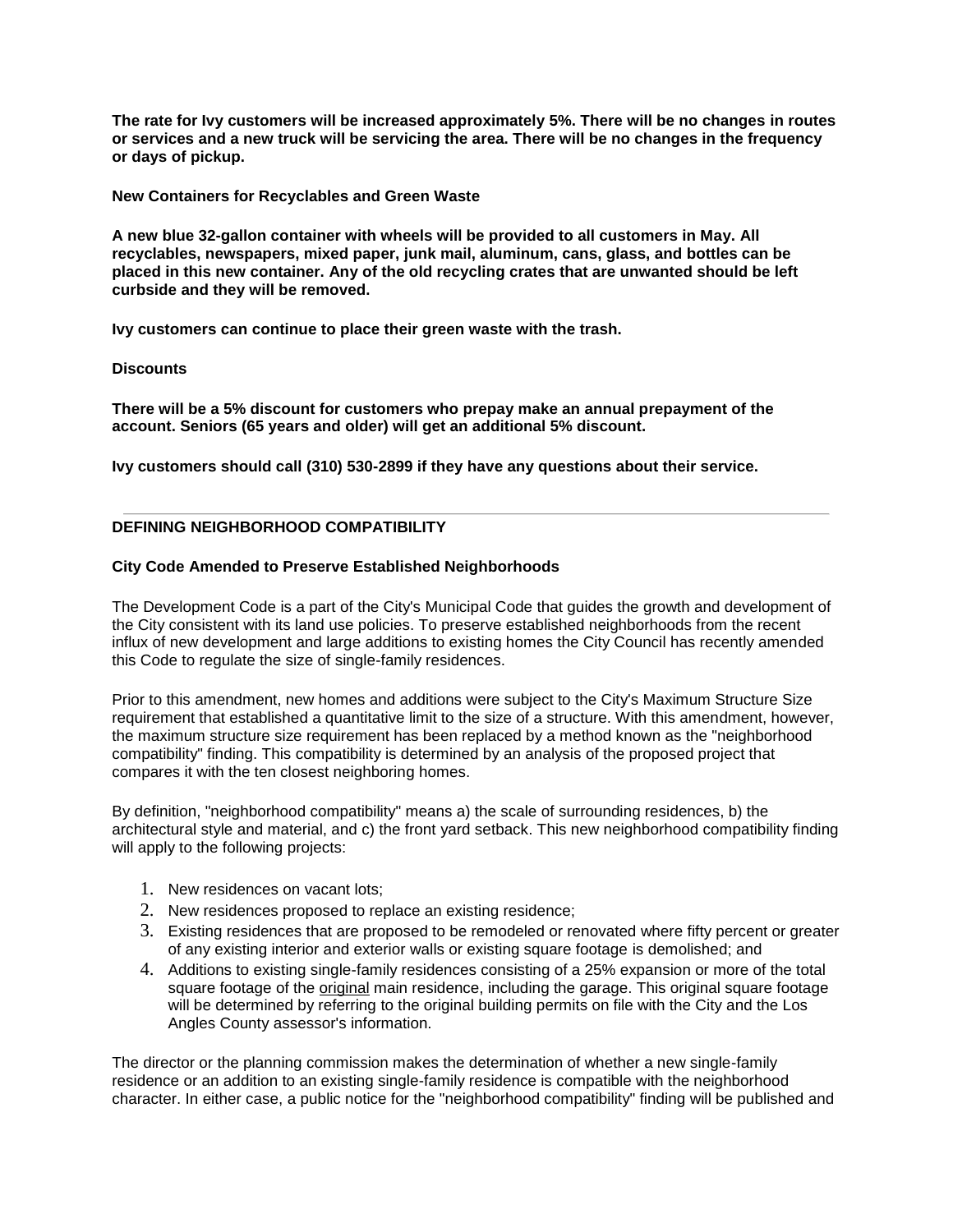**The rate for Ivy customers will be increased approximately 5%. There will be no changes in routes or services and a new truck will be servicing the area. There will be no changes in the frequency or days of pickup.**

**New Containers for Recyclables and Green Waste**

**A new blue 32-gallon container with wheels will be provided to all customers in May. All recyclables, newspapers, mixed paper, junk mail, aluminum, cans, glass, and bottles can be placed in this new container. Any of the old recycling crates that are unwanted should be left curbside and they will be removed.**

**Ivy customers can continue to place their green waste with the trash.**

**Discounts**

**There will be a 5% discount for customers who prepay make an annual prepayment of the account. Seniors (65 years and older) will get an additional 5% discount.**

**Ivy customers should call (310) 530-2899 if they have any questions about their service.**

---

**DEFINING NEIGHBORHOOD COMPATIBILITY**

**City Code Amended to Preserve Established Neighborhoods**

The Development Code is a part of the City's Municipal Code that guides the growth and development of the City consistent with its land use policies. To preserve established neighborhoods from the recent influx of new development and large additions to existing homes the City Council has recently amended this Code to regulate the size of single-family residences.

Prior to this amendment, new homes and additions were subject to the City's Maximum Structure Size requirement that established a quantitative limit to the size of a structure. With this amendment, however, the maximum structure size requirement has been replaced by a method known as the "neighborhood compatibility" finding. This compatibility is determined by an analysis of the proposed project that compares it with the ten closest neighboring homes.

By definition, "neighborhood compatibility" means a) the scale of surrounding residences, b) the architectural style and material, and c) the front yard setback. This new neighborhood compatibility finding will apply to the following projects:

1. New residences on vacant lots;
2. New residences proposed to replace an existing residence;
3. Existing residences that are proposed to be remodeled or renovated where fifty percent or greater of any existing interior and exterior walls or existing square footage is demolished; and
4. Additions to existing single-family residences consisting of a 25% expansion or more of the total square footage of the original main residence, including the garage. This original square footage will be determined by referring to the original building permits on file with the City and the Los Angles County assessor's information.

The director or the planning commission makes the determination of whether a new single-family residence or an addition to an existing single-family residence is compatible with the neighborhood character. In either case, a public notice for the "neighborhood compatibility" finding will be published and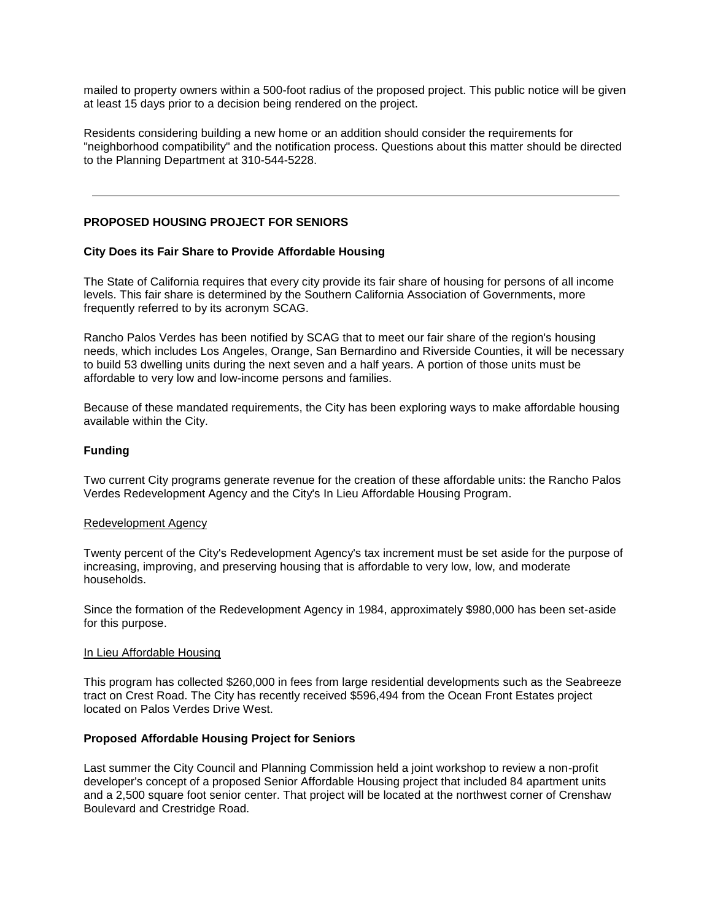mailed to property owners within a 500-foot radius of the proposed project. This public notice will be given at least 15 days prior to a decision being rendered on the project.

Residents considering building a new home or an addition should consider the requirements for "neighborhood compatibility" and the notification process. Questions about this matter should be directed to the Planning Department at 310-544-5228.

---

## PROPOSED HOUSING PROJECT FOR SENIORS

### City Does its Fair Share to Provide Affordable Housing

The State of California requires that every city provide its fair share of housing for persons of all income levels. This fair share is determined by the Southern California Association of Governments, more frequently referred to by its acronym SCAG.

Rancho Palos Verdes has been notified by SCAG that to meet our fair share of the region's housing needs, which includes Los Angeles, Orange, San Bernardino and Riverside Counties, it will be necessary to build 53 dwelling units during the next seven and a half years. A portion of those units must be affordable to very low and low-income persons and families.

Because of these mandated requirements, the City has been exploring ways to make affordable housing available within the City.

### Funding

Two current City programs generate revenue for the creation of these affordable units: the Rancho Palos Verdes Redevelopment Agency and the City's In Lieu Affordable Housing Program.

<u>Redevelopment Agency</u>

Twenty percent of the City's Redevelopment Agency's tax increment must be set aside for the purpose of increasing, improving, and preserving housing that is affordable to very low, low, and moderate households.

Since the formation of the Redevelopment Agency in 1984, approximately $980,000 has been set-aside for this purpose.

<u>In Lieu Affordable Housing</u>

This program has collected $260,000 in fees from large residential developments such as the Seabreeze tract on Crest Road. The City has recently received $596,494 from the Ocean Front Estates project located on Palos Verdes Drive West.

### Proposed Affordable Housing Project for Seniors

Last summer the City Council and Planning Commission held a joint workshop to review a non-profit developer's concept of a proposed Senior Affordable Housing project that included 84 apartment units and a 2,500 square foot senior center. That project will be located at the northwest corner of Crenshaw Boulevard and Crestridge Road.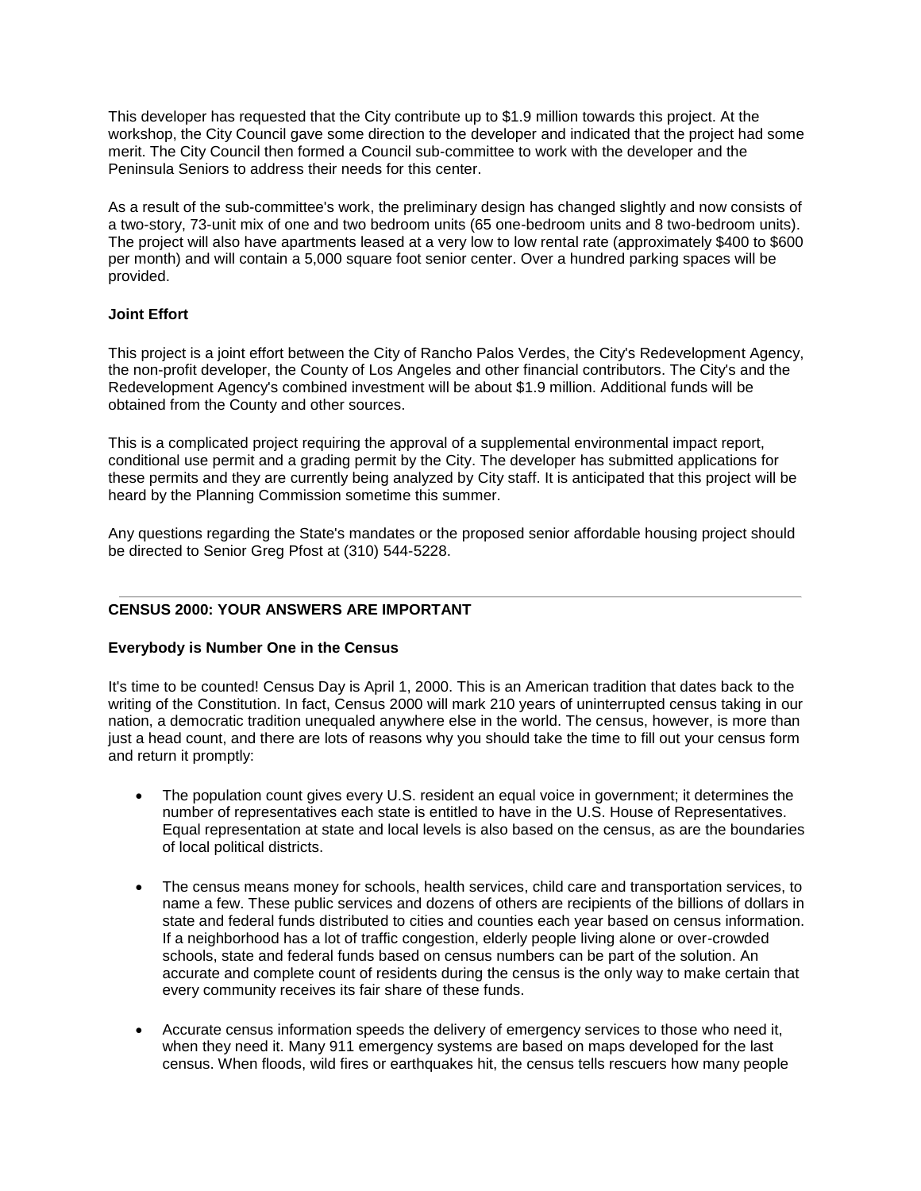This developer has requested that the City contribute up to $1.9 million towards this project. At the workshop, the City Council gave some direction to the developer and indicated that the project had some merit. The City Council then formed a Council sub-committee to work with the developer and the Peninsula Seniors to address their needs for this center.

As a result of the sub-committee's work, the preliminary design has changed slightly and now consists of a two-story, 73-unit mix of one and two bedroom units (65 one-bedroom units and 8 two-bedroom units). The project will also have apartments leased at a very low to low rental rate (approximately $400 to $600 per month) and will contain a 5,000 square foot senior center. Over a hundred parking spaces will be provided.

**Joint Effort**

This project is a joint effort between the City of Rancho Palos Verdes, the City's Redevelopment Agency, the non-profit developer, the County of Los Angeles and other financial contributors. The City's and the Redevelopment Agency's combined investment will be about $1.9 million. Additional funds will be obtained from the County and other sources.

This is a complicated project requiring the approval of a supplemental environmental impact report, conditional use permit and a grading permit by the City. The developer has submitted applications for these permits and they are currently being analyzed by City staff. It is anticipated that this project will be heard by the Planning Commission sometime this summer.

Any questions regarding the State's mandates or the proposed senior affordable housing project should be directed to Senior Greg Pfost at (310) 544-5228.

---

## CENSUS 2000: YOUR ANSWERS ARE IMPORTANT

**Everybody is Number One in the Census**

It's time to be counted! Census Day is April 1, 2000. This is an American tradition that dates back to the writing of the Constitution. In fact, Census 2000 will mark 210 years of uninterrupted census taking in our nation, a democratic tradition unequaled anywhere else in the world. The census, however, is more than just a head count, and there are lots of reasons why you should take the time to fill out your census form and return it promptly:

- The population count gives every U.S. resident an equal voice in government; it determines the number of representatives each state is entitled to have in the U.S. House of Representatives. Equal representation at state and local levels is also based on the census, as are the boundaries of local political districts.

- The census means money for schools, health services, child care and transportation services, to name a few. These public services and dozens of others are recipients of the billions of dollars in state and federal funds distributed to cities and counties each year based on census information. If a neighborhood has a lot of traffic congestion, elderly people living alone or over-crowded schools, state and federal funds based on census numbers can be part of the solution. An accurate and complete count of residents during the census is the only way to make certain that every community receives its fair share of these funds.

- Accurate census information speeds the delivery of emergency services to those who need it, when they need it. Many 911 emergency systems are based on maps developed for the last census. When floods, wild fires or earthquakes hit, the census tells rescuers how many people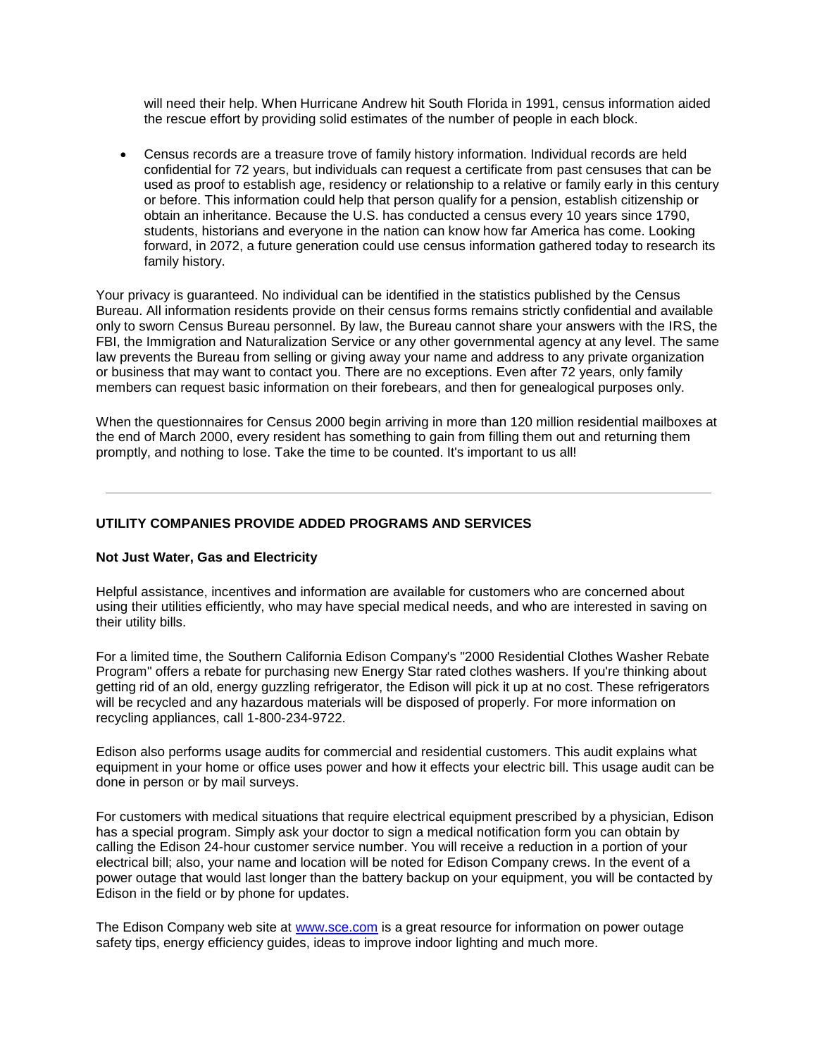will need their help. When Hurricane Andrew hit South Florida in 1991, census information aided the rescue effort by providing solid estimates of the number of people in each block.

- Census records are a treasure trove of family history information. Individual records are held confidential for 72 years, but individuals can request a certificate from past censuses that can be used as proof to establish age, residency or relationship to a relative or family early in this century or before. This information could help that person qualify for a pension, establish citizenship or obtain an inheritance. Because the U.S. has conducted a census every 10 years since 1790, students, historians and everyone in the nation can know how far America has come. Looking forward, in 2072, a future generation could use census information gathered today to research its family history.

Your privacy is guaranteed. No individual can be identified in the statistics published by the Census Bureau. All information residents provide on their census forms remains strictly confidential and available only to sworn Census Bureau personnel. By law, the Bureau cannot share your answers with the IRS, the FBI, the Immigration and Naturalization Service or any other governmental agency at any level. The same law prevents the Bureau from selling or giving away your name and address to any private organization or business that may want to contact you. There are no exceptions. Even after 72 years, only family members can request basic information on their forebears, and then for genealogical purposes only.

When the questionnaires for Census 2000 begin arriving in more than 120 million residential mailboxes at the end of March 2000, every resident has something to gain from filling them out and returning them promptly, and nothing to lose. Take the time to be counted. It's important to us all!

---

**UTILITY COMPANIES PROVIDE ADDED PROGRAMS AND SERVICES**

**Not Just Water, Gas and Electricity**

Helpful assistance, incentives and information are available for customers who are concerned about using their utilities efficiently, who may have special medical needs, and who are interested in saving on their utility bills.

For a limited time, the Southern California Edison Company's "2000 Residential Clothes Washer Rebate Program" offers a rebate for purchasing new Energy Star rated clothes washers. If you're thinking about getting rid of an old, energy guzzling refrigerator, the Edison will pick it up at no cost. These refrigerators will be recycled and any hazardous materials will be disposed of properly. For more information on recycling appliances, call 1-800-234-9722.

Edison also performs usage audits for commercial and residential customers. This audit explains what equipment in your home or office uses power and how it effects your electric bill. This usage audit can be done in person or by mail surveys.

For customers with medical situations that require electrical equipment prescribed by a physician, Edison has a special program. Simply ask your doctor to sign a medical notification form you can obtain by calling the Edison 24-hour customer service number. You will receive a reduction in a portion of your electrical bill; also, your name and location will be noted for Edison Company crews. In the event of a power outage that would last longer than the battery backup on your equipment, you will be contacted by Edison in the field or by phone for updates.

The Edison Company web site at www.sce.com is a great resource for information on power outage safety tips, energy efficiency guides, ideas to improve indoor lighting and much more.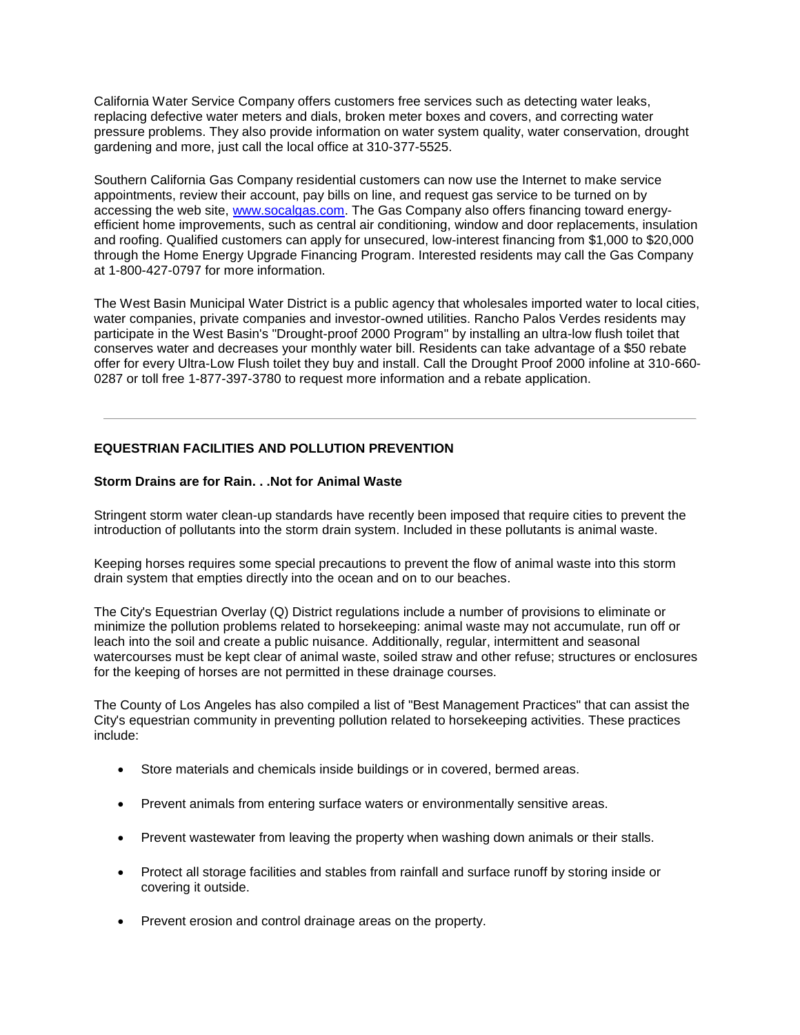California Water Service Company offers customers free services such as detecting water leaks, replacing defective water meters and dials, broken meter boxes and covers, and correcting water pressure problems. They also provide information on water system quality, water conservation, drought gardening and more, just call the local office at 310-377-5525.

Southern California Gas Company residential customers can now use the Internet to make service appointments, review their account, pay bills on line, and request gas service to be turned on by accessing the web site, [www.socalgas.com](http://www.socalgas.com). The Gas Company also offers financing toward energy-efficient home improvements, such as central air conditioning, window and door replacements, insulation and roofing. Qualified customers can apply for unsecured, low-interest financing from $1,000 to $20,000 through the Home Energy Upgrade Financing Program. Interested residents may call the Gas Company at 1-800-427-0797 for more information.

The West Basin Municipal Water District is a public agency that wholesales imported water to local cities, water companies, private companies and investor-owned utilities. Rancho Palos Verdes residents may participate in the West Basin's "Drought-proof 2000 Program" by installing an ultra-low flush toilet that conserves water and decreases your monthly water bill. Residents can take advantage of a $50 rebate offer for every Ultra-Low Flush toilet they buy and install. Call the Drought Proof 2000 infoline at 310-660-0287 or toll free 1-877-397-3780 to request more information and a rebate application.

---

## EQUESTRIAN FACILITIES AND POLLUTION PREVENTION

### Storm Drains are for Rain. . .Not for Animal Waste

Stringent storm water clean-up standards have recently been imposed that require cities to prevent the introduction of pollutants into the storm drain system. Included in these pollutants is animal waste.

Keeping horses requires some special precautions to prevent the flow of animal waste into this storm drain system that empties directly into the ocean and on to our beaches.

The City's Equestrian Overlay (Q) District regulations include a number of provisions to eliminate or minimize the pollution problems related to horsekeeping: animal waste may not accumulate, run off or leach into the soil and create a public nuisance. Additionally, regular, intermittent and seasonal watercourses must be kept clear of animal waste, soiled straw and other refuse; structures or enclosures for the keeping of horses are not permitted in these drainage courses.

The County of Los Angeles has also compiled a list of "Best Management Practices" that can assist the City's equestrian community in preventing pollution related to horsekeeping activities. These practices include:

- Store materials and chemicals inside buildings or in covered, bermed areas.
- Prevent animals from entering surface waters or environmentally sensitive areas.
- Prevent wastewater from leaving the property when washing down animals or their stalls.
- Protect all storage facilities and stables from rainfall and surface runoff by storing inside or covering it outside.
- Prevent erosion and control drainage areas on the property.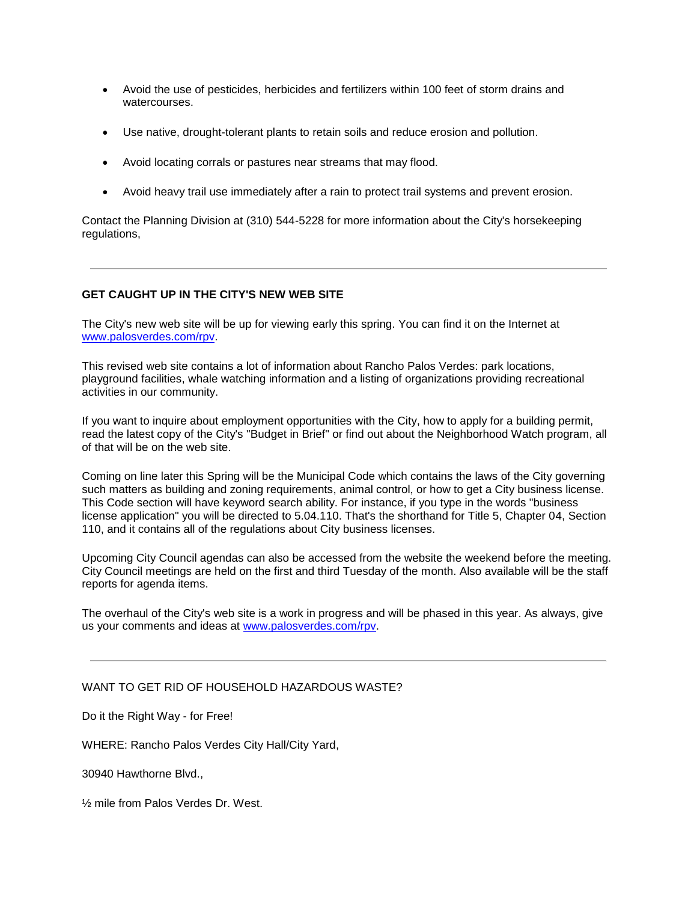- Avoid the use of pesticides, herbicides and fertilizers within 100 feet of storm drains and watercourses.
- Use native, drought-tolerant plants to retain soils and reduce erosion and pollution.
- Avoid locating corrals or pastures near streams that may flood.
- Avoid heavy trail use immediately after a rain to protect trail systems and prevent erosion.

Contact the Planning Division at (310) 544-5228 for more information about the City's horsekeeping regulations,

---

**GET CAUGHT UP IN THE CITY'S NEW WEB SITE**

The City's new web site will be up for viewing early this spring. You can find it on the Internet at [www.palosverdes.com/rpv](www.palosverdes.com/rpv).

This revised web site contains a lot of information about Rancho Palos Verdes: park locations, playground facilities, whale watching information and a listing of organizations providing recreational activities in our community.

If you want to inquire about employment opportunities with the City, how to apply for a building permit, read the latest copy of the City's "Budget in Brief" or find out about the Neighborhood Watch program, all of that will be on the web site.

Coming on line later this Spring will be the Municipal Code which contains the laws of the City governing such matters as building and zoning requirements, animal control, or how to get a City business license. This Code section will have keyword search ability. For instance, if you type in the words "business license application" you will be directed to 5.04.110. That's the shorthand for Title 5, Chapter 04, Section 110, and it contains all of the regulations about City business licenses.

Upcoming City Council agendas can also be accessed from the website the weekend before the meeting. City Council meetings are held on the first and third Tuesday of the month. Also available will be the staff reports for agenda items.

The overhaul of the City's web site is a work in progress and will be phased in this year. As always, give us your comments and ideas at [www.palosverdes.com/rpv](www.palosverdes.com/rpv).

---

WANT TO GET RID OF HOUSEHOLD HAZARDOUS WASTE?

Do it the Right Way - for Free!

WHERE: Rancho Palos Verdes City Hall/City Yard,

30940 Hawthorne Blvd.,

½ mile from Palos Verdes Dr. West.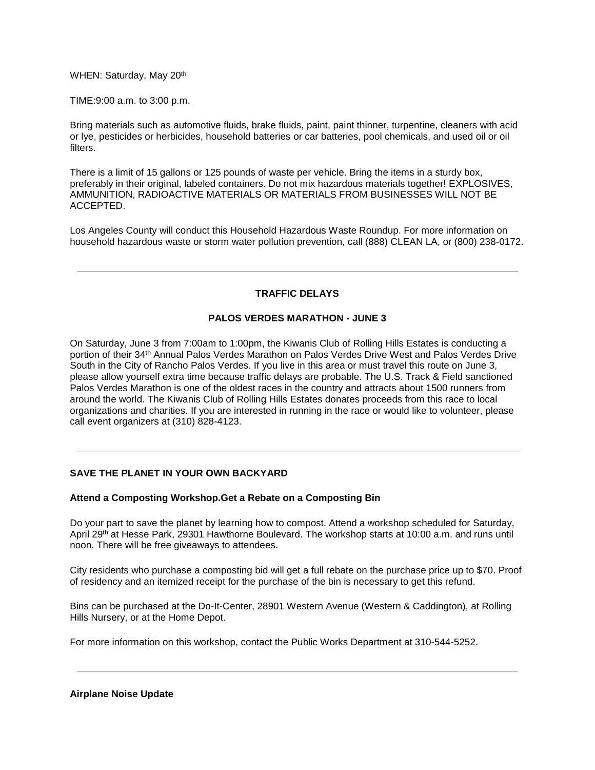WHEN: Saturday, May 20th

TIME:9:00 a.m. to 3:00 p.m.

Bring materials such as automotive fluids, brake fluids, paint, paint thinner, turpentine, cleaners with acid or lye, pesticides or herbicides, household batteries or car batteries, pool chemicals, and used oil or oil filters.

There is a limit of 15 gallons or 125 pounds of waste per vehicle. Bring the items in a sturdy box, preferably in their original, labeled containers. Do not mix hazardous materials together! EXPLOSIVES, AMMUNITION, RADIOACTIVE MATERIALS OR MATERIALS FROM BUSINESSES WILL NOT BE ACCEPTED.

Los Angeles County will conduct this Household Hazardous Waste Roundup. For more information on household hazardous waste or storm water pollution prevention, call (888) CLEAN LA, or (800) 238-0172.

---

**TRAFFIC DELAYS**

**PALOS VERDES MARATHON - JUNE 3**

On Saturday, June 3 from 7:00am to 1:00pm, the Kiwanis Club of Rolling Hills Estates is conducting a portion of their 34th Annual Palos Verdes Marathon on Palos Verdes Drive West and Palos Verdes Drive South in the City of Rancho Palos Verdes. If you live in this area or must travel this route on June 3, please allow yourself extra time because traffic delays are probable. The U.S. Track & Field sanctioned Palos Verdes Marathon is one of the oldest races in the country and attracts about 1500 runners from around the world. The Kiwanis Club of Rolling Hills Estates donates proceeds from this race to local organizations and charities. If you are interested in running in the race or would like to volunteer, please call event organizers at (310) 828-4123.

---

**SAVE THE PLANET IN YOUR OWN BACKYARD**

**Attend a Composting Workshop.Get a Rebate on a Composting Bin**

Do your part to save the planet by learning how to compost. Attend a workshop scheduled for Saturday, April 29th at Hesse Park, 29301 Hawthorne Boulevard. The workshop starts at 10:00 a.m. and runs until noon. There will be free giveaways to attendees.

City residents who purchase a composting bid will get a full rebate on the purchase price up to $70. Proof of residency and an itemized receipt for the purchase of the bin is necessary to get this refund.

Bins can be purchased at the Do-It-Center, 28901 Western Avenue (Western & Caddington), at Rolling Hills Nursery, or at the Home Depot.

For more information on this workshop, contact the Public Works Department at 310-544-5252.

---

**Airplane Noise Update**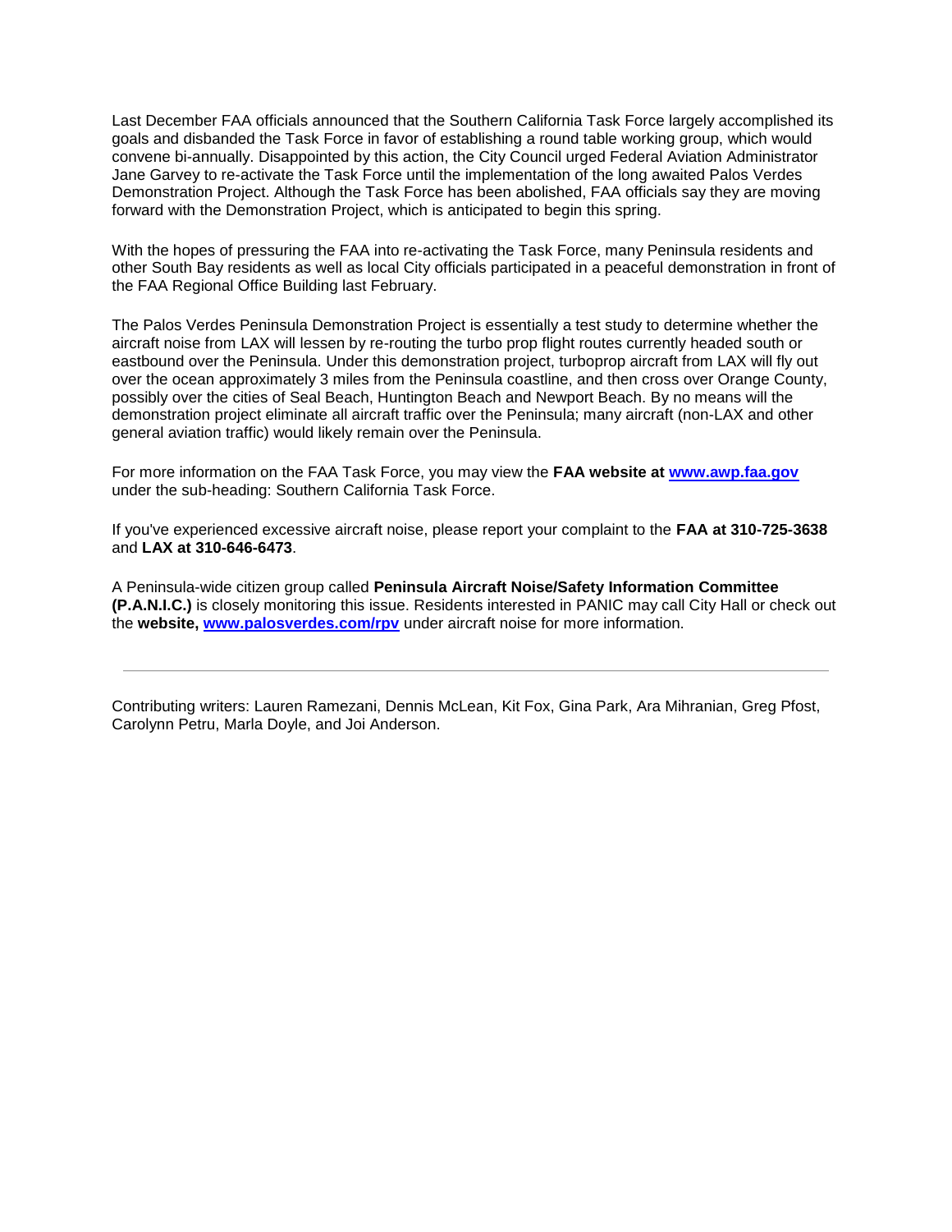Last December FAA officials announced that the Southern California Task Force largely accomplished its goals and disbanded the Task Force in favor of establishing a round table working group, which would convene bi-annually. Disappointed by this action, the City Council urged Federal Aviation Administrator Jane Garvey to re-activate the Task Force until the implementation of the long awaited Palos Verdes Demonstration Project. Although the Task Force has been abolished, FAA officials say they are moving forward with the Demonstration Project, which is anticipated to begin this spring.

With the hopes of pressuring the FAA into re-activating the Task Force, many Peninsula residents and other South Bay residents as well as local City officials participated in a peaceful demonstration in front of the FAA Regional Office Building last February.

The Palos Verdes Peninsula Demonstration Project is essentially a test study to determine whether the aircraft noise from LAX will lessen by re-routing the turbo prop flight routes currently headed south or eastbound over the Peninsula. Under this demonstration project, turboprop aircraft from LAX will fly out over the ocean approximately 3 miles from the Peninsula coastline, and then cross over Orange County, possibly over the cities of Seal Beach, Huntington Beach and Newport Beach. By no means will the demonstration project eliminate all aircraft traffic over the Peninsula; many aircraft (non-LAX and other general aviation traffic) would likely remain over the Peninsula.

For more information on the FAA Task Force, you may view the **FAA website at [www.awp.faa.gov](http://www.awp.faa.gov)** under the sub-heading: Southern California Task Force.

If you've experienced excessive aircraft noise, please report your complaint to the **FAA at 310-725-3638** and **LAX at 310-646-6473**.

A Peninsula-wide citizen group called **Peninsula Aircraft Noise/Safety Information Committee (P.A.N.I.C.)** is closely monitoring this issue. Residents interested in PANIC may call City Hall or check out the **website, [www.palosverdes.com/rpv](http://www.palosverdes.com/rpv)** under aircraft noise for more information.

---

Contributing writers: Lauren Ramezani, Dennis McLean, Kit Fox, Gina Park, Ara Mihranian, Greg Pfost, Carolynn Petru, Marla Doyle, and Joi Anderson.